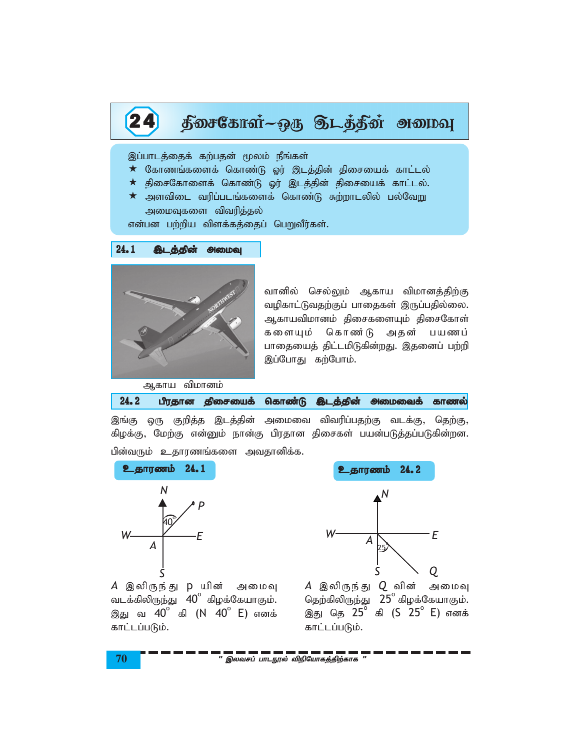# 24 திசைகோள்–ஒரு இடத்தின் அமைவு

இப்பாடத்தைக் கற்பதன் மூலம் நீங்கள்
- ★ கோணங்களைக் கொண்டு ஓர் இடத்தின் திசையைக் காட்டல்
- ★ திசைகோளைக் கொண்டு ஓர் இடத்தின் திசையைக் காட்டல்.
- ★ அளவிடை வரிப்படங்களைக் கொண்டு சுற்றாடலில் பல்வேறு அமைவுகளை விவரித்தல்

என்பன பற்றிய விளக்கத்தைப் பெறுவீர்கள்.

## 24.1 இடத்தின் அமைவு

வானில் செல்லும் ஆகாய விமானத்திற்கு வழிகாட்டுவதற்குப் பாதைகள் இருப்பதில்லை. ஆகாயவிமானம் திசைகளையும் திசைகோள்களையும் கொண்டு அதன் பயணப் பாதையைத் திட்டமிடுகின்றது. இதனைப் பற்றி இப்போது கற்போம்.

ஆகாய விமானம்

## 24.2 பிரதான திசையைக் கொண்டு இடத்தின் அமைவைக் காணல்

இங்கு ஒரு குறித்த இடத்தின் அமைவை விவரிப்பதற்கு வடக்கு, தெற்கு, கிழக்கு, மேற்கு என்னும் நான்கு பிரதான திசைகள் பயன்படுத்தப்படுகின்றன.

பின்வரும் உதாரணங்களை அவதானிக்க.

**உதாரணம் 24.1**

$A$ இலிருந்து P யின் அமைவு வடக்கிலிருந்து $40^\circ$ கிழக்கேயாகும். இது வ $40^\circ$ கி (N $40^\circ$ E) எனக் காட்டப்படும்.

**உதாரணம் 24.2**

$A$ இலிருந்து $Q$ வின் அமைவு தெற்கிலிருந்து $25^\circ$ கிழக்கேயாகும். இது தெ $25^\circ$ கி (S $25^\circ$ E) எனக் காட்டப்படும்.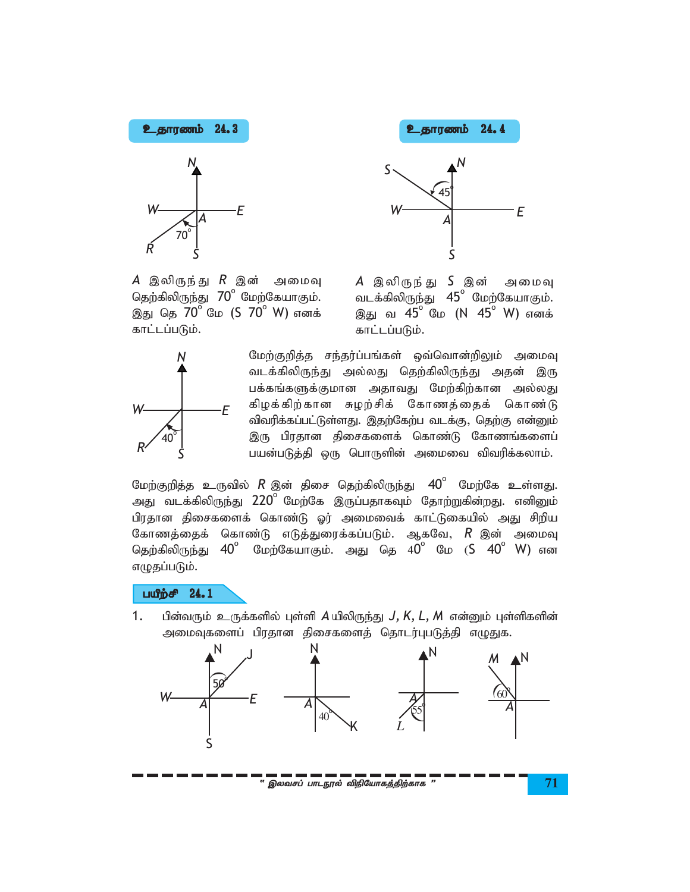**உதாரணம் 24.3**

$A$ இலிருந்து $R$ இன் அமைவு தெற்கிலிருந்து $70^\circ$ மேற்கேயாகும். இது தெ $70^\circ$ மே (S $70^\circ$ W) எனக் காட்டப்படும்.

**உதாரணம் 24.4**

$A$ இலிருந்து $S$ இன் அமைவு வடக்கிலிருந்து $45^\circ$ மேற்கேயாகும். இது வ $45^\circ$ மே (N $45^\circ$ W) எனக் காட்டப்படும்.

மேற்குறித்த சந்தர்ப்பங்கள் ஒவ்வொன்றிலும் அமைவு வடக்கிலிருந்து அல்லது தெற்கிலிருந்து அதன் இரு பக்கங்களுக்குமான அதாவது மேற்கிற்கான அல்லது கிழக்கிற்கான சுழற்சிக் கோணத்தைக் கொண்டு விவரிக்கப்பட்டுள்ளது. இதற்கேற்ப வடக்கு, தெற்கு என்னும் இரு பிரதான திசைகளைக் கொண்டு கோணங்களைப் பயன்படுத்தி ஒரு பொருளின் அமைவை விவரிக்கலாம்.

மேற்குறித்த உருவில் $R$ இன் திசை தெற்கிலிருந்து $40^\circ$ மேற்கே உள்ளது. அது வடக்கிலிருந்து $220^\circ$ மேற்கே இருப்பதாகவும் தோற்றுகின்றது. எனினும் பிரதான திசைகளைக் கொண்டு ஓர் அமைவைக் காட்டுகையில் அது சிறிய கோணத்தைக் கொண்டு எடுத்துரைக்கப்படும். ஆகவே, $R$ இன் அமைவு தெற்கிலிருந்து $40^\circ$ மேற்கேயாகும். அது தெ $40^\circ$ மே (S $40^\circ$ W) என எழுதப்படும்.

**பயிற்சி 24.1**

1. பின்வரும் உருக்களில் புள்ளி $A$ யிலிருந்து $J, K, L, M$ என்னும் புள்ளிகளின் அமைவுகளைப் பிரதான திசைகளைத் தொடர்புபடுத்தி எழுதுக.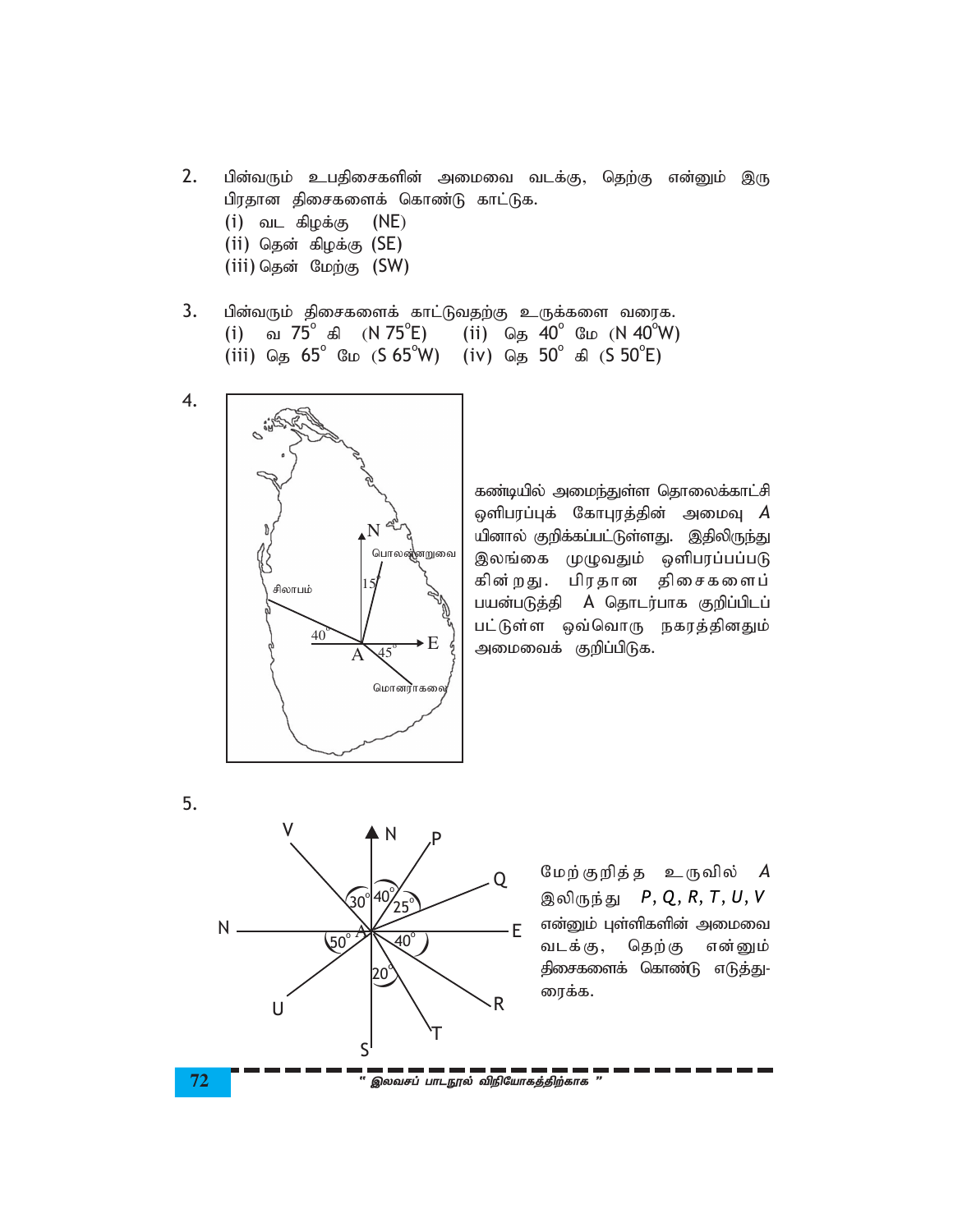2. பின்வரும் உபதிசைகளின் அமைவை வடக்கு, தெற்கு என்னும் இரு பிரதான திசைகளைக் கொண்டு காட்டுக.
   (i) வட கிழக்கு (NE)
   (ii) தென் கிழக்கு (SE)
   (iii) தென் மேற்கு (SW)

3. பின்வரும் திசைகளைக் காட்டுவதற்கு உருக்களை வரைக.
   (i) வ 75° கி (N 75°E) (ii) தெ 40° மே (N 40°W)
   (iii) தெ 65° மே (S 65°W) (iv) தெ 50° கி (S 50°E)

4. கண்டியில் அமைந்துள்ள தொலைக்காட்சி ஒளிபரப்புக் கோபுரத்தின் அமைவு A யினால் குறிக்கப்பட்டுள்ளது. இதிலிருந்து இலங்கை முழுவதும் ஒளிபரப்பப்படுகின்றது. பிரதான திசைகளைப் பயன்படுத்தி A தொடர்பாக குறிப்பிடப்பட்டுள்ள ஒவ்வொரு நகரத்தினதும் அமைவைக் குறிப்பிடுக.

5. மேற்குறித்த உருவில் A இலிருந்து P, Q, R, T, U, V என்னும் புள்ளிகளின் அமைவை வடக்கு, தெற்கு என்னும் திசைகளைக் கொண்டு எடுத்துரைக்க.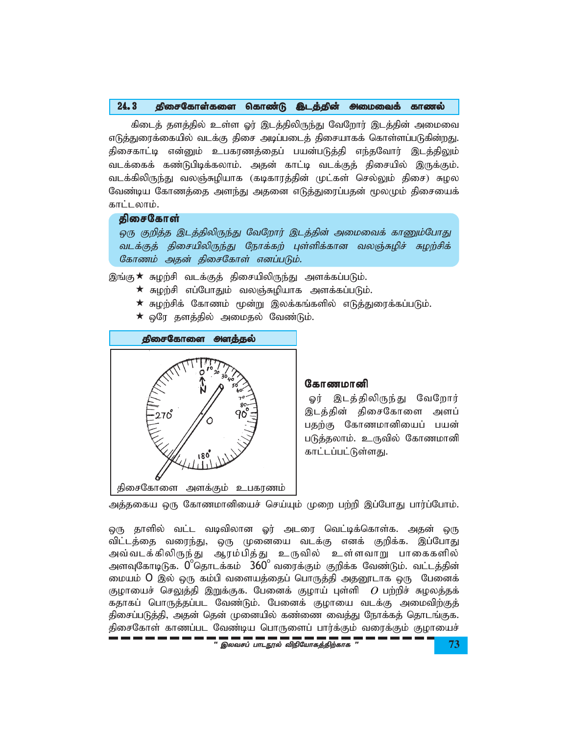## 24.3 திசைகோள்களை கொண்டு இடத்தின் அமைவைக் காணல்

கிடைத் தளத்தில் உள்ள ஓர் இடத்திலிருந்து வேறோர் இடத்தின் அமைவை எடுத்துரைக்கையில் வடக்கு திசை அடிப்படைத் திசையாகக் கொள்ளப்படுகின்றது. திசைகாட்டி என்னும் உபகரணத்தைப் பயன்படுத்தி எந்தவோர் இடத்திலும் வடக்கைக் கண்டுபிடிக்கலாம். அதன் காட்டி வடக்குத் திசையில் இருக்கும். வடக்கிலிருந்து வலஞ்சுழியாக (கடிகாரத்தின் முட்கள் செல்லும் திசை) சுழல வேண்டிய கோணத்தை அளந்து அதனை எடுத்துரைப்பதன் மூலமும் திசையைக் காட்டலாம்.

**திசைகோள்**

*ஒரு குறித்த இடத்திலிருந்து வேறோர் இடத்தின் அமைவைக் காணும்போது வடக்குத் திசையிலிருந்து நோக்கற் புள்ளிக்கான வலஞ்சுழிச் சுழற்சிக் கோணம் அதன் திசைகோள் எனப்படும்.*

இங்கு
★ சுழற்சி வடக்குத் திசையிலிருந்து அளக்கப்படும்.
★ சுழற்சி எப்போதும் வலஞ்சுழியாக அளக்கப்படும்.
★ சுழற்சிக் கோணம் மூன்று இலக்கங்களில் எடுத்துரைக்கப்படும்.
★ ஒரே தளத்தில் அமைதல் வேண்டும்.

**திசைகோளை அளத்தல்**

திசைகோளை அளக்கும் உபகரணம்

**கோணமானி**

ஓர் இடத்திலிருந்து வேறோர் இடத்தின் திசைகோளை அளப்பதற்கு கோணமானியைப் பயன்படுத்தலாம். உருவில் கோணமானி காட்டப்பட்டுள்ளது.

அத்தகைய ஒரு கோணமானியைச் செய்யும் முறை பற்றி இப்போது பார்ப்போம்.

ஒரு தாளில் வட்ட வடிவிலான ஓர் அடரை வெட்டிக்கொள்க. அதன் ஒரு விட்டத்தை வரைந்து, ஒரு முனையை வடக்கு எனக் குறிக்க. இப்போது அவ்வடக்கிலிருந்து ஆரம்பித்து உருவில் உள்ளவாறு பாகைகளில் அளவுகோடிடுக. $0^\circ$தொடக்கம் $360^\circ$ வரைக்கும் குறிக்க வேண்டும். வட்டத்தின் மையம் O இல் ஒரு கம்பி வளையத்தைப் பொருத்தி அதனூடாக ஒரு பேனைக் குழாயைச் செலுத்தி இறுக்குக. பேனைக் குழாய் புள்ளி $O$ பற்றிச் சுழலத்தக்கதாகப் பொருத்தப்பட வேண்டும். பேனைக் குழாயை வடக்கு அமைவிற்குத் திசைப்படுத்தி, அதன் தென் முனையில் கண்ணை வைத்து நோக்கத் தொடங்குக. திசைகோள் காணப்பட வேண்டிய பொருளைப் பார்க்கும் வரைக்கும் குழாயைச்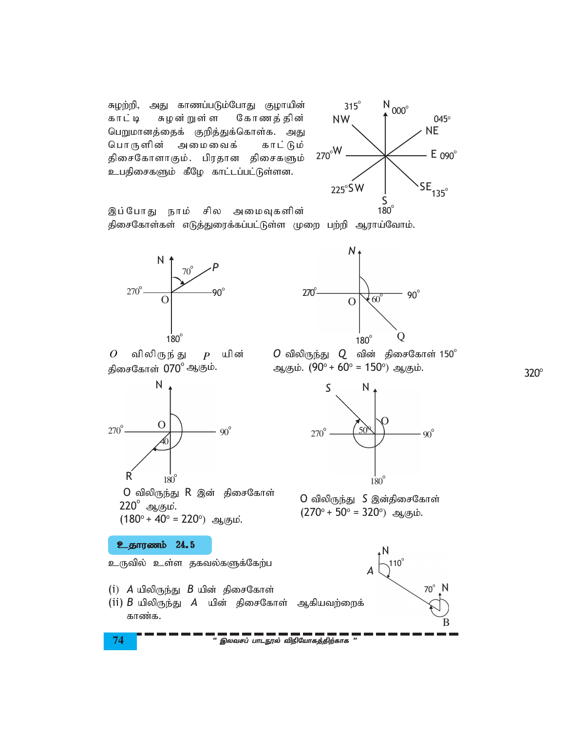சுழற்றி, அது காணப்படும்போது குழாயின் காட்டி சுழன்றுள்ள கோணத்தின் பெறுமானத்தைக் குறித்துக்கொள்க. அது பொருளின் அமைவைக் காட்டும் திசைகோளாகும். பிரதான திசைகளும் உபதிசைகளும் கீழே காட்டப்பட்டுள்ளன.

இப்போது நாம் சில அமைவுகளின் திசைகோள்கள் எடுத்துரைக்கப்பட்டுள்ள முறை பற்றி ஆராய்வோம்.

$O$ விலிருந்து $P$ யின் திசைகோள் $070^\circ$ ஆகும்.

$O$ விலிருந்து $Q$ வின் திசைகோள் $150^\circ$ ஆகும். $(90^\circ + 60^\circ = 150^\circ)$ ஆகும்.

O விலிருந்து R இன் திசைகோள் $220^\circ$ ஆகும்.
$(180^\circ + 40^\circ = 220^\circ)$ ஆகும்.

O விலிருந்து $S$ இன்திசைகோள் $(270^\circ + 50^\circ = 320^\circ)$ ஆகும்.

**உதாரணம் 24.5**

உருவில் உள்ள தகவல்களுக்கேற்ப

(i) $A$ யிலிருந்து $B$ யின் திசைகோள்
(ii) $B$ யிலிருந்து $A$ யின் திசைகோள் ஆகியவற்றைக் காண்க.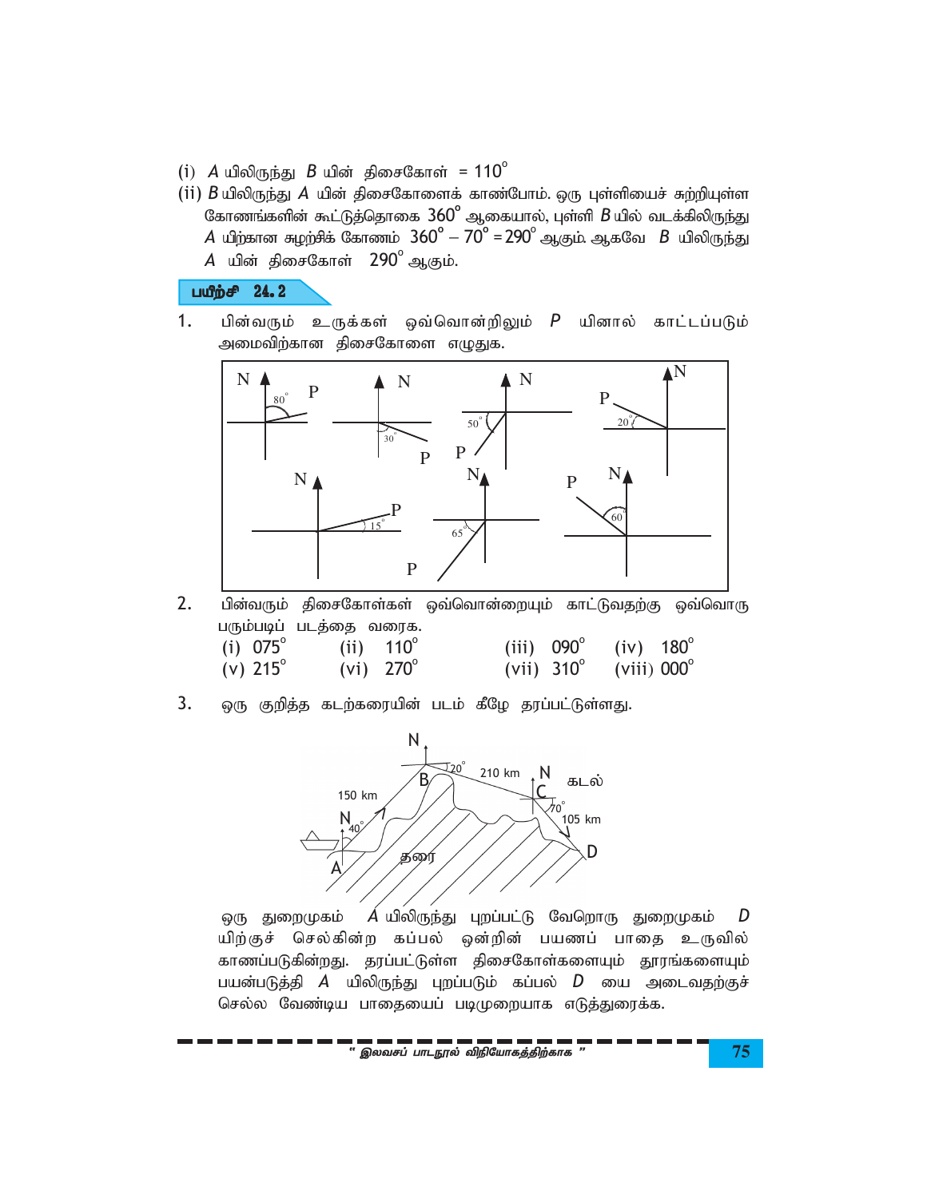(i) $A$ யிலிருந்து $B$ யின் திசைகோள் $= 110^\circ$

(ii) $B$ யிலிருந்து $A$ யின் திசைகோளைக் காண்போம். ஒரு புள்ளியைச் சுற்றியுள்ள கோணங்களின் கூட்டுத்தொகை $360^\circ$ ஆகையால், புள்ளி $B$ யில் வடக்கிலிருந்து $A$ யிற்கான சுழற்சிக் கோணம் $360^\circ - 70^\circ = 290^\circ$ ஆகும். ஆகவே $B$ யிலிருந்து $A$ யின் திசைகோள் $290^\circ$ ஆகும்.

## பயிற்சி 24. 2

1. பின்வரும் உருக்கள் ஒவ்வொன்றிலும் $P$ யினால் காட்டப்படும் அமைவிற்கான திசைகோளை எழுதுக.

2. பின்வரும் திசைகோள்கள் ஒவ்வொன்றையும் காட்டுவதற்கு ஒவ்வொரு பரும்படிப் படத்தை வரைக.

| | | | |
|---|---|---|---|
| (i) $075^\circ$ | (ii) $110^\circ$ | (iii) $090^\circ$ | (iv) $180^\circ$ |
| (v) $215^\circ$ | (vi) $270^\circ$ | (vii) $310^\circ$ | (viii) $000^\circ$ |

3. ஒரு குறித்த கடற்கரையின் படம் கீழே தரப்பட்டுள்ளது.

ஒரு துறைமுகம் $A$ யிலிருந்து புறப்பட்டு வேறொரு துறைமுகம் $D$ யிற்குச் செல்கின்ற கப்பல் ஒன்றின் பயணப் பாதை உருவில் காணப்படுகின்றது. தரப்பட்டுள்ள திசைகோள்களையும் தூரங்களையும் பயன்படுத்தி $A$ யிலிருந்து புறப்படும் கப்பல் $D$ யை அடைவதற்குச் செல்ல வேண்டிய பாதையைப் படிமுறையாக எடுத்துரைக்க.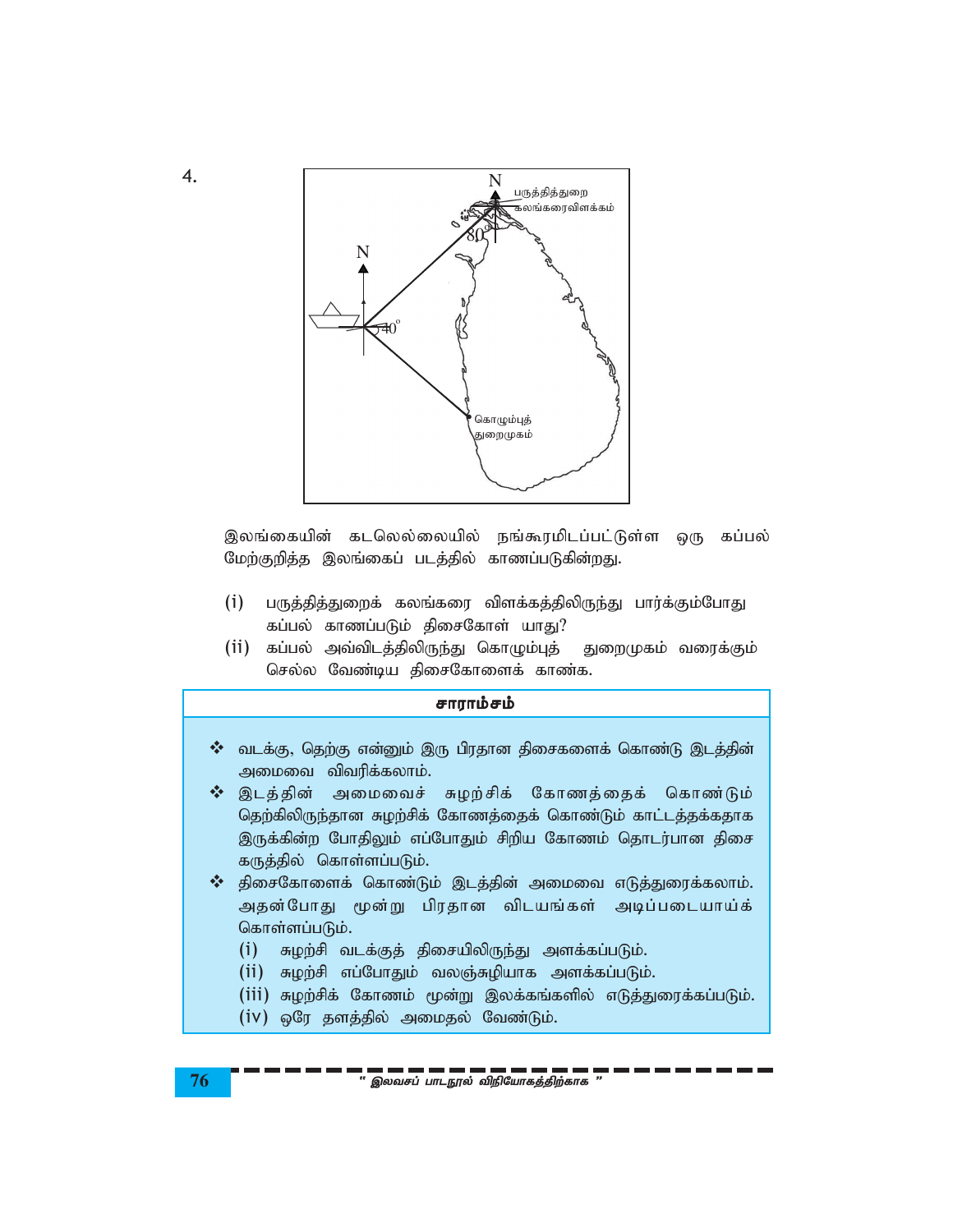4.

N

பருத்தித்துறை
கலங்கரைவிளக்கம்

80°

N

40°

கொழும்புத்
துறைமுகம்

இலங்கையின் கடலெல்லையில் நங்கூரமிடப்பட்டுள்ள ஒரு கப்பல் மேற்குறித்த இலங்கைப் படத்தில் காணப்படுகின்றது.

(i) பருத்தித்துறைக் கலங்கரை விளக்கத்திலிருந்து பார்க்கும்போது கப்பல் காணப்படும் திசைகோள் யாது?

(ii) கப்பல் அவ்விடத்திலிருந்து கொழும்புத் துறைமுகம் வரைக்கும் செல்ல வேண்டிய திசைகோளைக் காண்க.

**சாராம்சம்**

❖ வடக்கு, தெற்கு என்னும் இரு பிரதான திசைகளைக் கொண்டு இடத்தின் அமைவை விவரிக்கலாம்.

❖ இடத்தின் அமைவைச் சுழற்சிக் கோணத்தைக் கொண்டும் தெற்கிலிருந்தான சுழற்சிக் கோணத்தைக் கொண்டும் காட்டத்தக்கதாக இருக்கின்ற போதிலும் எப்போதும் சிறிய கோணம் தொடர்பான திசை கருத்தில் கொள்ளப்படும்.

❖ திசைகோளைக் கொண்டும் இடத்தின் அமைவை எடுத்துரைக்கலாம். அதன்போது மூன்று பிரதான விடயங்கள் அடிப்படையாய்க் கொள்ளப்படும்.

(i) சுழற்சி வடக்குத் திசையிலிருந்து அளக்கப்படும்.
(ii) சுழற்சி எப்போதும் வலஞ்சுழியாக அளக்கப்படும்.
(iii) சுழற்சிக் கோணம் மூன்று இலக்கங்களில் எடுத்துரைக்கப்படும்.
(iv) ஒரே தளத்தில் அமைதல் வேண்டும்.